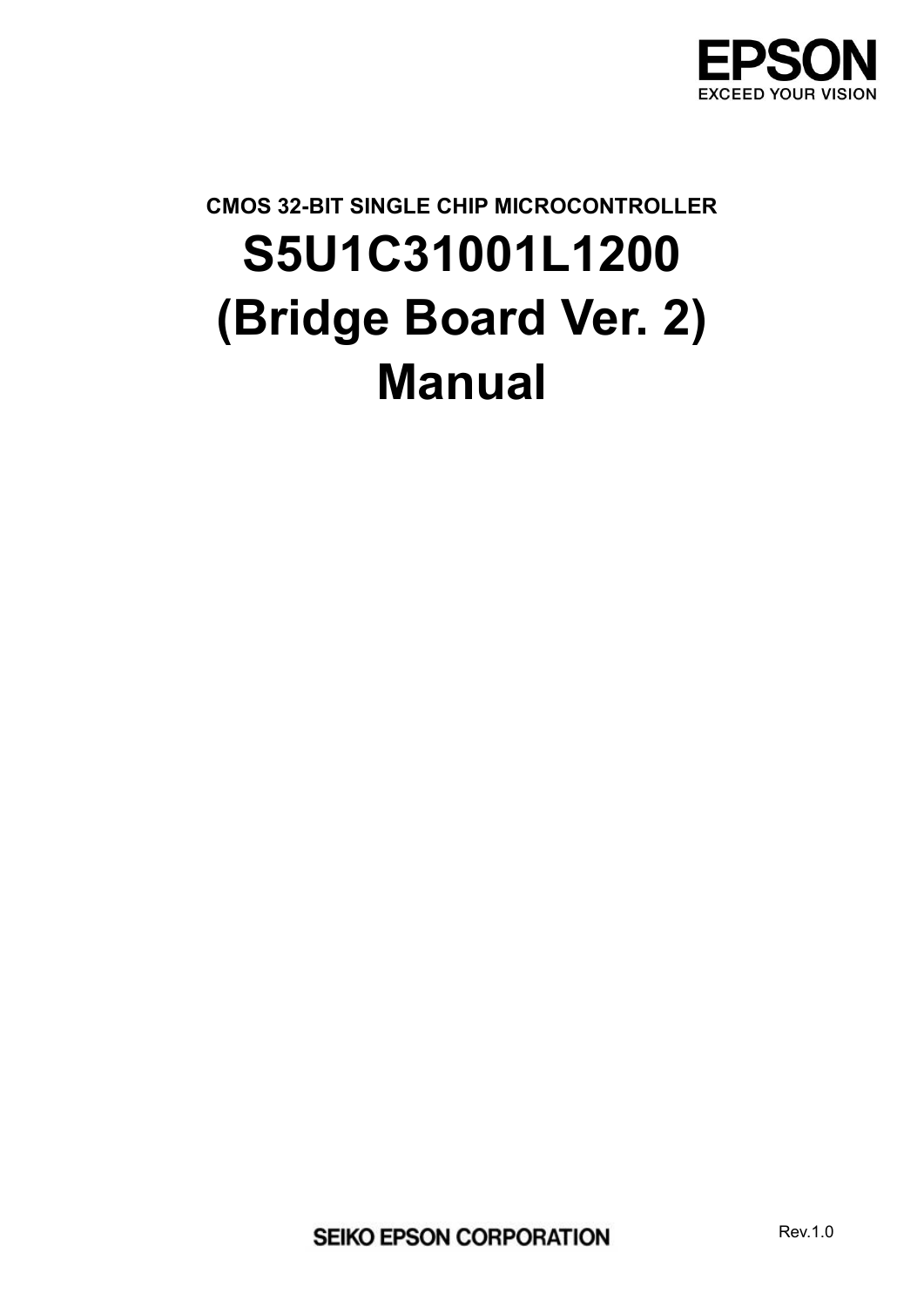EPSON

EXCEED YOUR VISION

CMOS 32-BIT SINGLE CHIP MICROCONTROLLER

# S5U1C31001L1200 (Bridge Board Ver. 2) Manual

SEIKO EPSON CORPORATION

Rev.1.0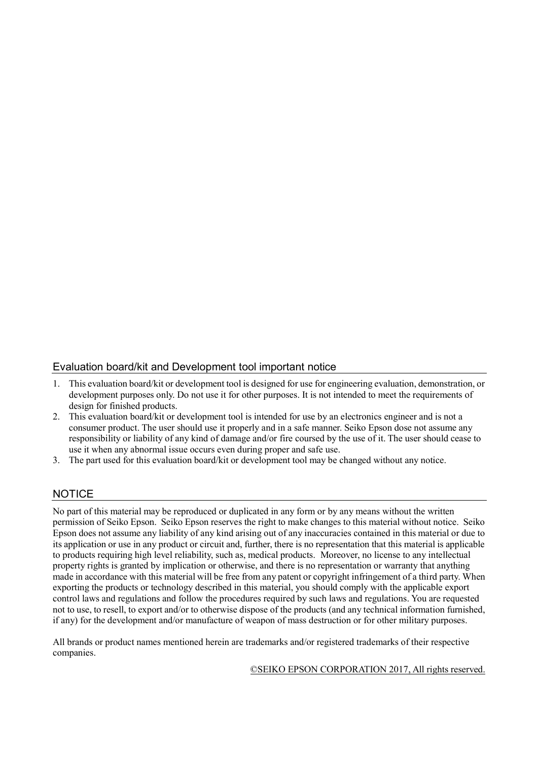## Evaluation board/kit and Development tool important notice

1. This evaluation board/kit or development tool is designed for use for engineering evaluation, demonstration, or development purposes only. Do not use it for other purposes. It is not intended to meet the requirements of design for finished products.
2. This evaluation board/kit or development tool is intended for use by an electronics engineer and is not a consumer product. The user should use it properly and in a safe manner. Seiko Epson dose not assume any responsibility or liability of any kind of damage and/or fire coursed by the use of it. The user should cease to use it when any abnormal issue occurs even during proper and safe use.
3. The part used for this evaluation board/kit or development tool may be changed without any notice.

## NOTICE

No part of this material may be reproduced or duplicated in any form or by any means without the written permission of Seiko Epson. Seiko Epson reserves the right to make changes to this material without notice. Seiko Epson does not assume any liability of any kind arising out of any inaccuracies contained in this material or due to its application or use in any product or circuit and, further, there is no representation that this material is applicable to products requiring high level reliability, such as, medical products. Moreover, no license to any intellectual property rights is granted by implication or otherwise, and there is no representation or warranty that anything made in accordance with this material will be free from any patent or copyright infringement of a third party. When exporting the products or technology described in this material, you should comply with the applicable export control laws and regulations and follow the procedures required by such laws and regulations. You are requested not to use, to resell, to export and/or to otherwise dispose of the products (and any technical information furnished, if any) for the development and/or manufacture of weapon of mass destruction or for other military purposes.

All brands or product names mentioned herein are trademarks and/or registered trademarks of their respective companies.

©SEIKO EPSON CORPORATION 2017, All rights reserved.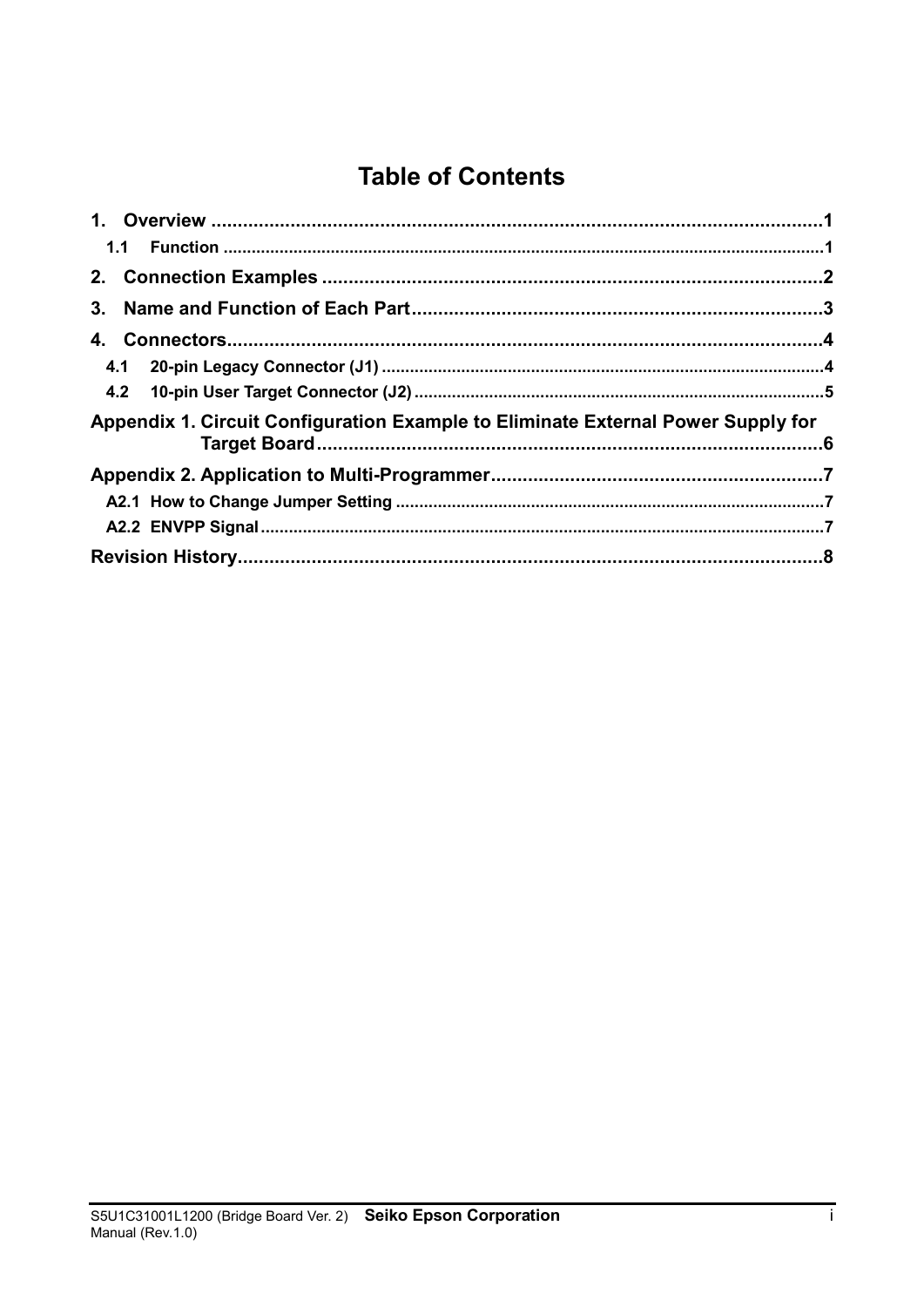# Table of Contents

1. Overview ........................................................................................................1
   - 1.1 Function ........................................................................................................1
2. Connection Examples ........................................................................................2
3. Name and Function of Each Part ........................................................................3
4. Connectors ........................................................................................................4
   - 4.1 20-pin Legacy Connector (J1) ........................................................................4
   - 4.2 10-pin User Target Connector (J2) ..................................................................5

Appendix 1. Circuit Configuration Example to Eliminate External Power Supply for Target Board ........................................................................................................6

Appendix 2. Application to Multi-Programmer ........................................................7
   - A2.1 How to Change Jumper Setting ....................................................................7
   - A2.2 ENVPP Signal ..............................................................................................7

Revision History ....................................................................................................8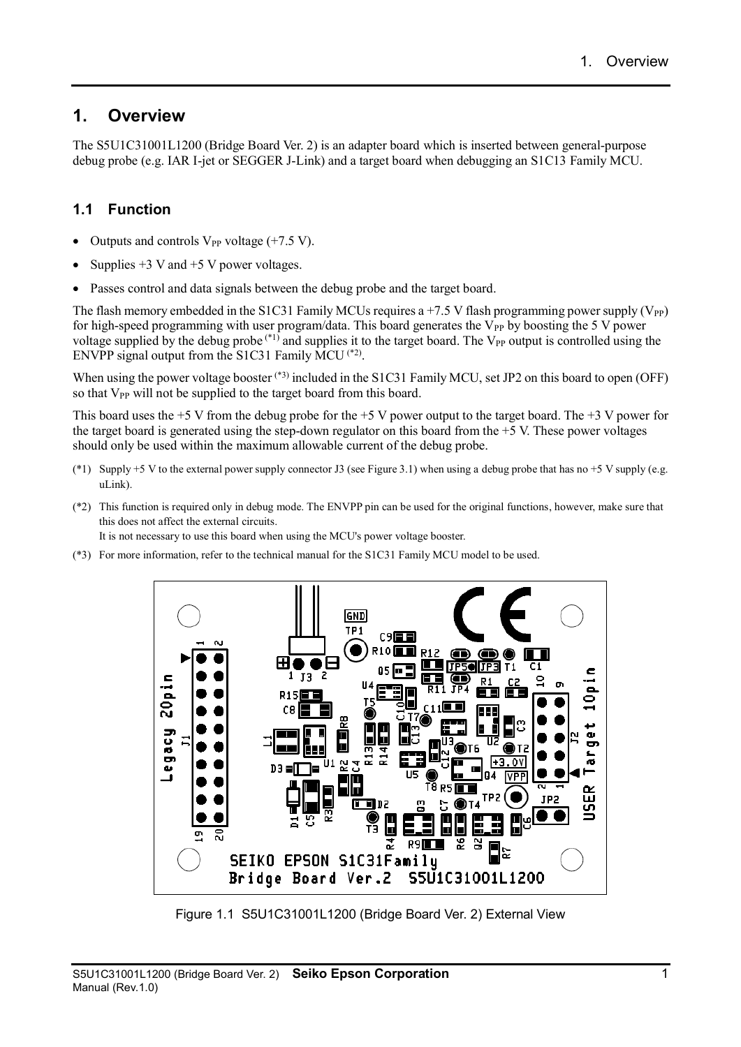# 1. Overview

The S5U1C31001L1200 (Bridge Board Ver. 2) is an adapter board which is inserted between general-purpose debug probe (e.g. IAR I-jet or SEGGER J-Link) and a target board when debugging an S1C13 Family MCU.

## 1.1 Function

- Outputs and controls $V_{PP}$ voltage (+7.5 V).
- Supplies +3 V and +5 V power voltages.
- Passes control and data signals between the debug probe and the target board.

The flash memory embedded in the S1C31 Family MCUs requires a +7.5 V flash programming power supply ($V_{PP}$) for high-speed programming with user program/data. This board generates the $V_{PP}$ by boosting the 5 V power voltage supplied by the debug probe (*1) and supplies it to the target board. The $V_{PP}$ output is controlled using the ENVPP signal output from the S1C31 Family MCU (*2).

When using the power voltage booster (*3) included in the S1C31 Family MCU, set JP2 on this board to open (OFF) so that $V_{PP}$ will not be supplied to the target board from this board.

This board uses the +5 V from the debug probe for the +5 V power output to the target board. The +3 V power for the target board is generated using the step-down regulator on this board from the +5 V. These power voltages should only be used within the maximum allowable current of the debug probe.

(*1) Supply +5 V to the external power supply connector J3 (see Figure 3.1) when using a debug probe that has no +5 V supply (e.g. uLink).

(*2) This function is required only in debug mode. The ENVPP pin can be used for the original functions, however, make sure that this does not affect the external circuits.
It is not necessary to use this board when using the MCU's power voltage booster.

(*3) For more information, refer to the technical manual for the S1C31 Family MCU model to be used.

Figure 1.1 S5U1C31001L1200 (Bridge Board Ver. 2) External View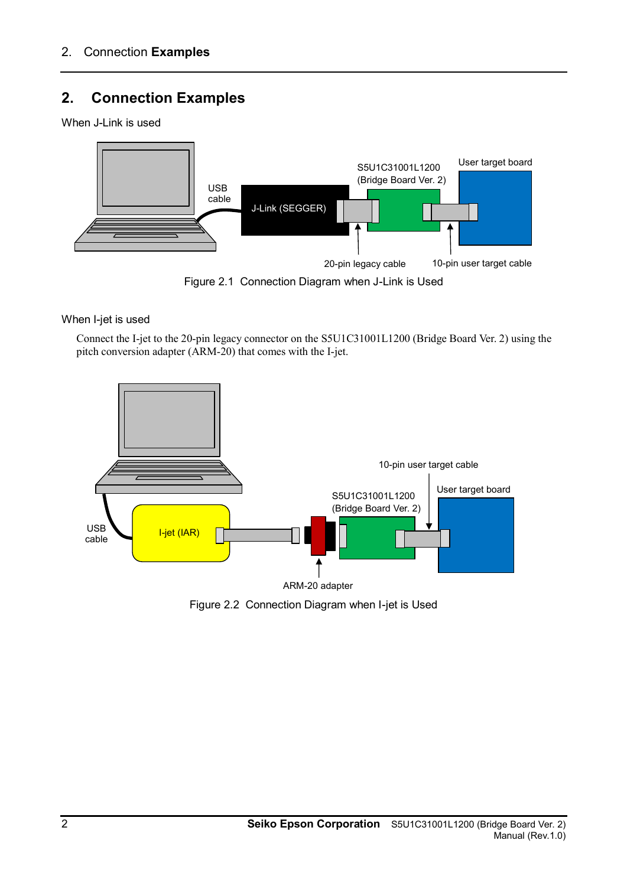## 2. Connection Examples

When J-Link is used

Figure 2.1 Connection Diagram when J-Link is Used

When I-jet is used

Connect the I-jet to the 20-pin legacy connector on the S5U1C31001L1200 (Bridge Board Ver. 2) using the pitch conversion adapter (ARM-20) that comes with the I-jet.

Figure 2.2 Connection Diagram when I-jet is Used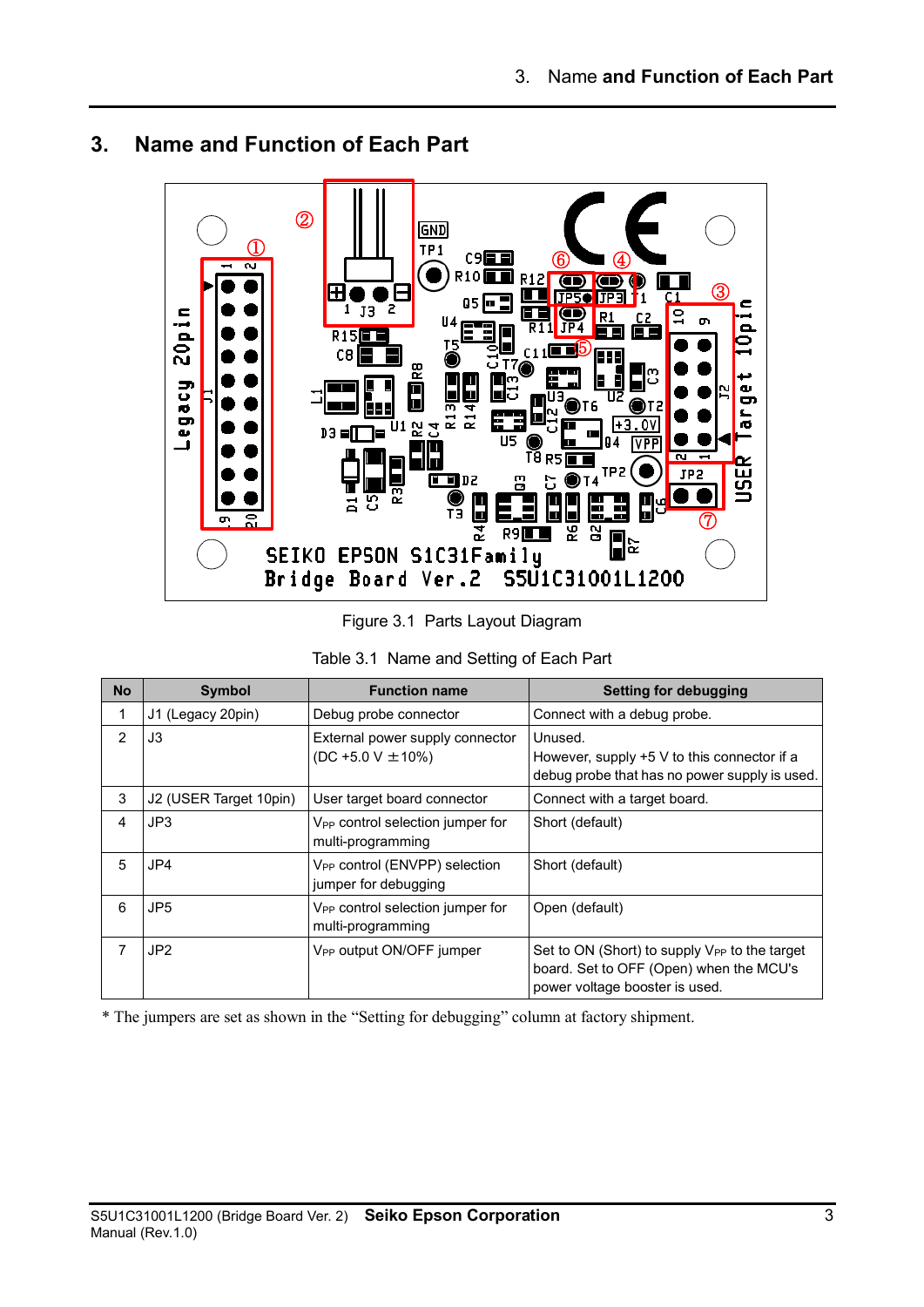# 3. Name and Function of Each Part

Figure 3.1 Parts Layout Diagram

Table 3.1 Name and Setting of Each Part

| No | Symbol | Function name | Setting for debugging |
|---|---|---|---|
| 1 | J1 (Legacy 20pin) | Debug probe connector | Connect with a debug probe. |
| 2 | J3 | External power supply connector (DC +5.0 V ±10%) | Unused. However, supply +5 V to this connector if a debug probe that has no power supply is used. |
| 3 | J2 (USER Target 10pin) | User target board connector | Connect with a target board. |
| 4 | JP3 | $V_{PP}$ control selection jumper for multi-programming | Short (default) |
| 5 | JP4 | $V_{PP}$ control (ENVPP) selection jumper for debugging | Short (default) |
| 6 | JP5 | $V_{PP}$ control selection jumper for multi-programming | Open (default) |
| 7 | JP2 | $V_{PP}$ output ON/OFF jumper | Set to ON (Short) to supply $V_{PP}$ to the target board. Set to OFF (Open) when the MCU's power voltage booster is used. |

* The jumpers are set as shown in the "Setting for debugging" column at factory shipment.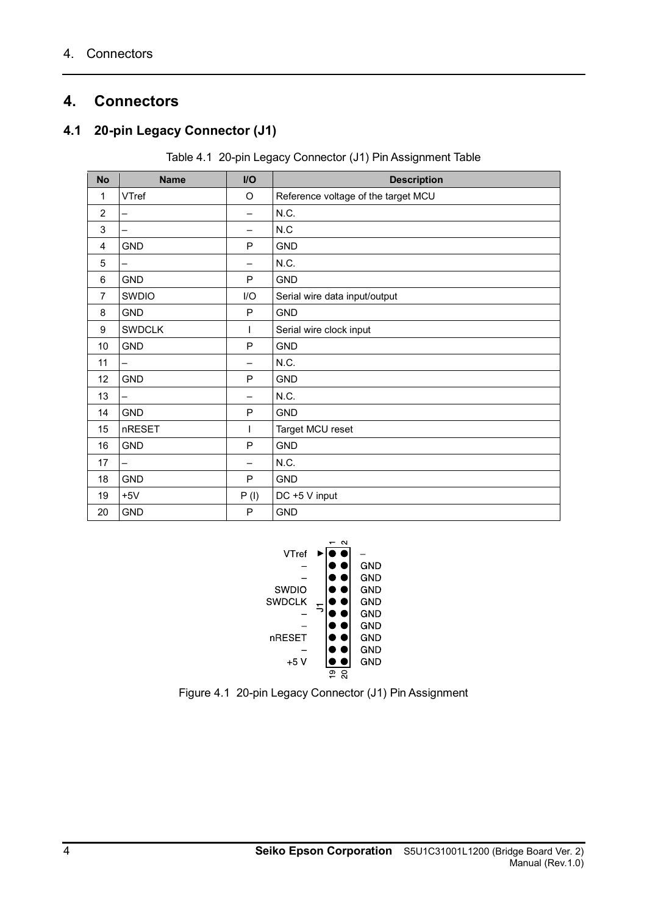# 4. Connectors

## 4.1 20-pin Legacy Connector (J1)

Table 4.1 20-pin Legacy Connector (J1) Pin Assignment Table

| No | Name | I/O | Description |
|---|---|---|---|
| 1 | VTref | O | Reference voltage of the target MCU |
| 2 | – | – | N.C. |
| 3 | – | – | N.C |
| 4 | GND | P | GND |
| 5 | – | – | N.C. |
| 6 | GND | P | GND |
| 7 | SWDIO | I/O | Serial wire data input/output |
| 8 | GND | P | GND |
| 9 | SWDCLK | I | Serial wire clock input |
| 10 | GND | P | GND |
| 11 | – | – | N.C. |
| 12 | GND | P | GND |
| 13 | – | – | N.C. |
| 14 | GND | P | GND |
| 15 | nRESET | I | Target MCU reset |
| 16 | GND | P | GND |
| 17 | – | – | N.C. |
| 18 | GND | P | GND |
| 19 | +5V | P (I) | DC +5 V input |
| 20 | GND | P | GND |

| Left label | Pin (odd) | Pin (even) | Right label |
|---|---|---|---|
| VTref | 1 | 2 | – |
| – | 3 | 4 | GND |
| – | 5 | 6 | GND |
| SWDIO | 7 | 8 | GND |
| SWDCLK | 9 | 10 | GND |
| – | 11 | 12 | GND |
| – | 13 | 14 | GND |
| nRESET | 15 | 16 | GND |
| – | 17 | 18 | GND |
| +5 V | 19 | 20 | GND |

Figure 4.1 20-pin Legacy Connector (J1) Pin Assignment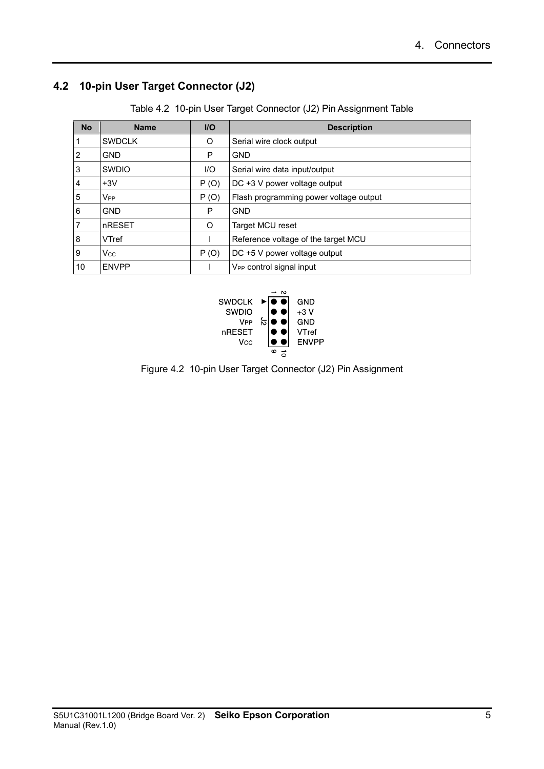## 4.2 10-pin User Target Connector (J2)

Table 4.2 10-pin User Target Connector (J2) Pin Assignment Table

| No | Name | I/O | Description |
|---|---|---|---|
| 1 | SWDCLK | O | Serial wire clock output |
| 2 | GND | P | GND |
| 3 | SWDIO | I/O | Serial wire data input/output |
| 4 | +3V | P (O) | DC +3 V power voltage output |
| 5 | $V_{PP}$ | P (O) | Flash programming power voltage output |
| 6 | GND | P | GND |
| 7 | nRESET | O | Target MCU reset |
| 8 | VTref | I | Reference voltage of the target MCU |
| 9 | $V_{CC}$ | P (O) | DC +5 V power voltage output |
| 10 | ENVPP | I | $V_{PP}$ control signal input |

| Signal | Pin | Pin | Signal |
|---|---|---|---|
| SWDCLK | 1 | 2 | GND |
| SWDIO | 3 | 4 | +3 V |
| $V_{PP}$ | 5 | 6 | GND |
| nRESET | 7 | 8 | VTref |
| $V_{CC}$ | 9 | 10 | ENVPP |

Figure 4.2 10-pin User Target Connector (J2) Pin Assignment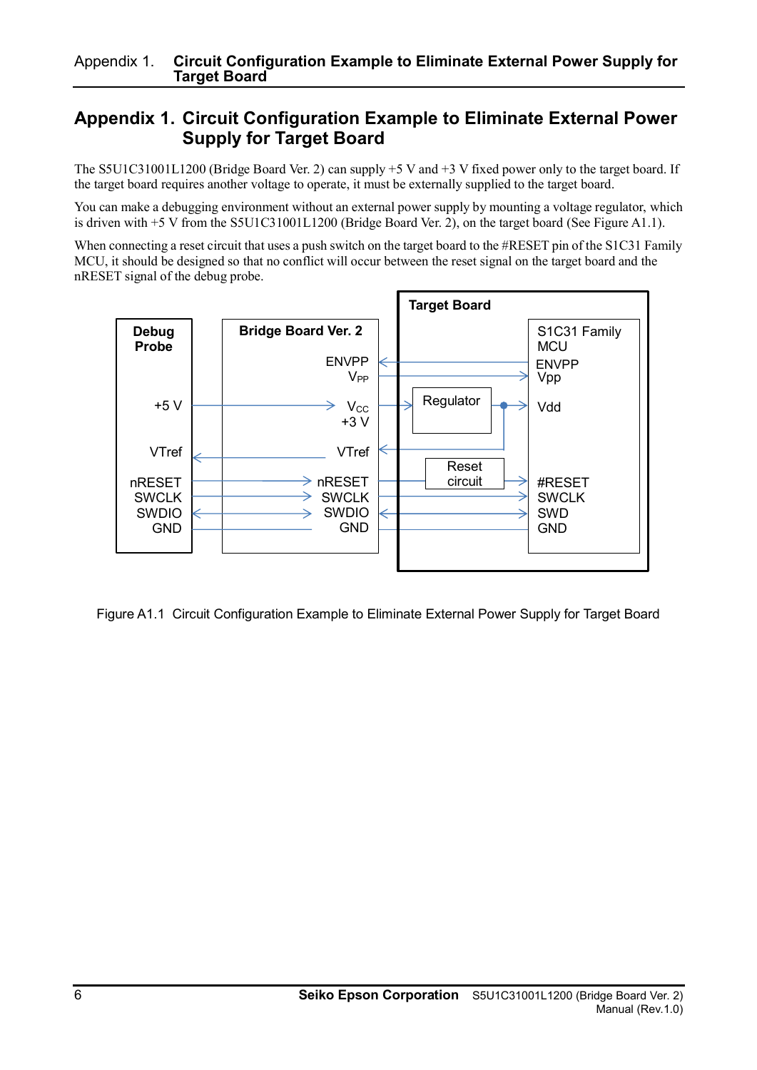# Appendix 1. Circuit Configuration Example to Eliminate External Power Supply for Target Board

The S5U1C31001L1200 (Bridge Board Ver. 2) can supply +5 V and +3 V fixed power only to the target board. If the target board requires another voltage to operate, it must be externally supplied to the target board.

You can make a debugging environment without an external power supply by mounting a voltage regulator, which is driven with +5 V from the S5U1C31001L1200 (Bridge Board Ver. 2), on the target board (See Figure A1.1).

When connecting a reset circuit that uses a push switch on the target board to the #RESET pin of the S1C31 Family MCU, it should be designed so that no conflict will occur between the reset signal on the target board and the nRESET signal of the debug probe.

Figure A1.1 Circuit Configuration Example to Eliminate External Power Supply for Target Board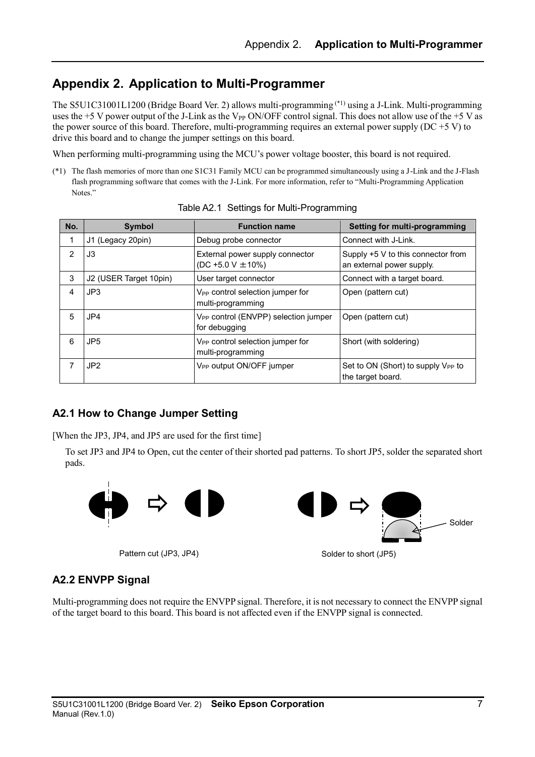# Appendix 2. Application to Multi-Programmer

The S5U1C31001L1200 (Bridge Board Ver. 2) allows multi-programming (*1) using a J-Link. Multi-programming uses the +5 V power output of the J-Link as the $V_{PP}$ ON/OFF control signal. This does not allow use of the +5 V as the power source of this board. Therefore, multi-programming requires an external power supply (DC +5 V) to drive this board and to change the jumper settings on this board.

When performing multi-programming using the MCU's power voltage booster, this board is not required.

(*1) The flash memories of more than one S1C31 Family MCU can be programmed simultaneously using a J-Link and the J-Flash flash programming software that comes with the J-Link. For more information, refer to "Multi-Programming Application Notes."

Table A2.1 Settings for Multi-Programming

| No. | Symbol | Function name | Setting for multi-programming |
|---|---|---|---|
| 1 | J1 (Legacy 20pin) | Debug probe connector | Connect with J-Link. |
| 2 | J3 | External power supply connector (DC +5.0 V ±10%) | Supply +5 V to this connector from an external power supply. |
| 3 | J2 (USER Target 10pin) | User target connector | Connect with a target board. |
| 4 | JP3 | $V_{PP}$ control selection jumper for multi-programming | Open (pattern cut) |
| 5 | JP4 | $V_{PP}$ control (ENVPP) selection jumper for debugging | Open (pattern cut) |
| 6 | JP5 | $V_{PP}$ control selection jumper for multi-programming | Short (with soldering) |
| 7 | JP2 | $V_{PP}$ output ON/OFF jumper | Set to ON (Short) to supply $V_{PP}$ to the target board. |

## A2.1 How to Change Jumper Setting

[When the JP3, JP4, and JP5 are used for the first time]

To set JP3 and JP4 to Open, cut the center of their shorted pad patterns. To short JP5, solder the separated short pads.

Solder

Pattern cut (JP3, JP4)

Solder to short (JP5)

## A2.2 ENVPP Signal

Multi-programming does not require the ENVPP signal. Therefore, it is not necessary to connect the ENVPP signal of the target board to this board. This board is not affected even if the ENVPP signal is connected.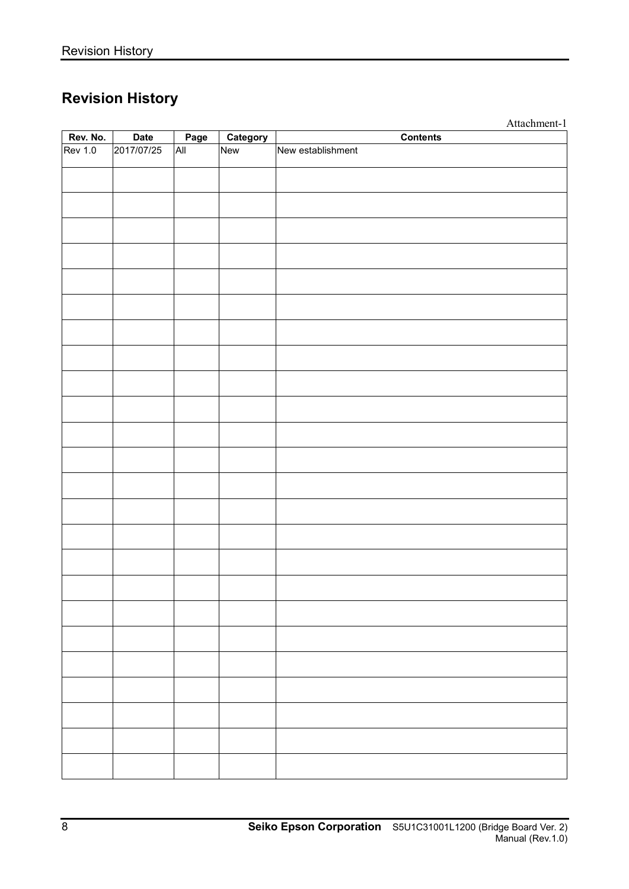# Revision History

Attachment-1

| Rev. No. | Date | Page | Category | Contents |
|---|---|---|---|---|
| Rev 1.0 | 2017/07/25 | All | New | New establishment |
| | | | | |
| | | | | |
| | | | | |
| | | | | |
| | | | | |
| | | | | |
| | | | | |
| | | | | |
| | | | | |
| | | | | |
| | | | | |
| | | | | |
| | | | | |
| | | | | |
| | | | | |
| | | | | |
| | | | | |
| | | | | |
| | | | | |
| | | | | |
| | | | | |
| | | | | |
| | | | | |
| | | | | |
| | | | | |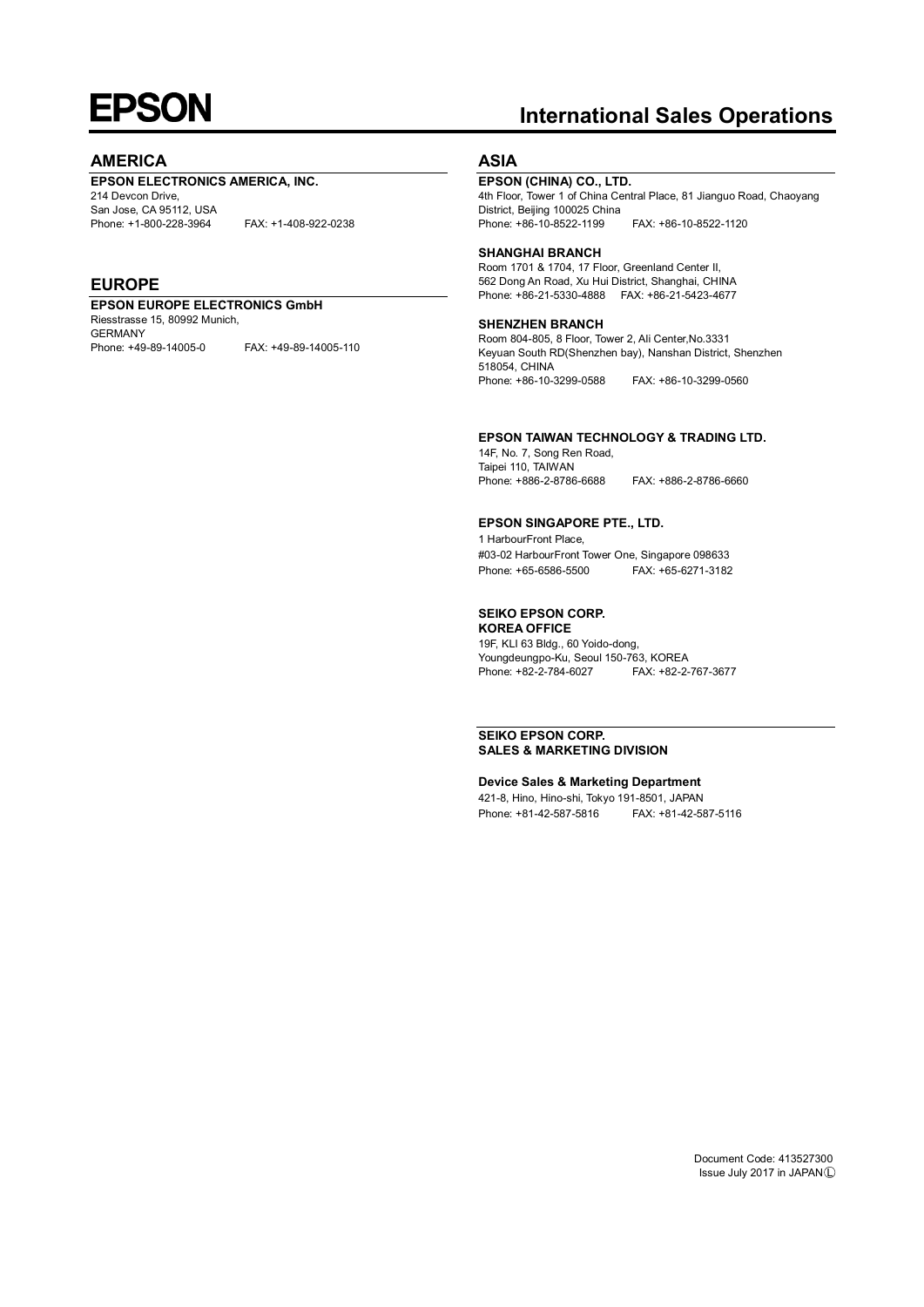# EPSON

# International Sales Operations

## AMERICA

**EPSON ELECTRONICS AMERICA, INC.**
214 Devcon Drive,
San Jose, CA 95112, USA
Phone: +1-800-228-3964 FAX: +1-408-922-0238

## EUROPE

**EPSON EUROPE ELECTRONICS GmbH**
Riesstrasse 15, 80992 Munich,
GERMANY
Phone: +49-89-14005-0 FAX: +49-89-14005-110

## ASIA

**EPSON (CHINA) CO., LTD.**
4th Floor, Tower 1 of China Central Place, 81 Jianguo Road, Chaoyang District, Beijing 100025 China
Phone: +86-10-8522-1199 FAX: +86-10-8522-1120

**SHANGHAI BRANCH**
Room 1701 & 1704, 17 Floor, Greenland Center II,
562 Dong An Road, Xu Hui District, Shanghai, CHINA
Phone: +86-21-5330-4888 FAX: +86-21-5423-4677

**SHENZHEN BRANCH**
Room 804-805, 8 Floor, Tower 2, Ali Center,No.3331
Keyuan South RD(Shenzhen bay), Nanshan District, Shenzhen
518054, CHINA
Phone: +86-10-3299-0588 FAX: +86-10-3299-0560

**EPSON TAIWAN TECHNOLOGY & TRADING LTD.**
14F, No. 7, Song Ren Road,
Taipei 110, TAIWAN
Phone: +886-2-8786-6688 FAX: +886-2-8786-6660

**EPSON SINGAPORE PTE., LTD.**
1 HarbourFront Place,
#03-02 HarbourFront Tower One, Singapore 098633
Phone: +65-6586-5500 FAX: +65-6271-3182

**SEIKO EPSON CORP.**
**KOREA OFFICE**
19F, KLI 63 Bldg., 60 Yoido-dong,
Youngdeungpo-Ku, Seoul 150-763, KOREA
Phone: +82-2-784-6027 FAX: +82-2-767-3677

**SEIKO EPSON CORP.**
**SALES & MARKETING DIVISION**

**Device Sales & Marketing Department**
421-8, Hino, Hino-shi, Tokyo 191-8501, JAPAN
Phone: +81-42-587-5816 FAX: +81-42-587-5116

Document Code: 413527300
Issue July 2017 in JAPAN Ⓛ